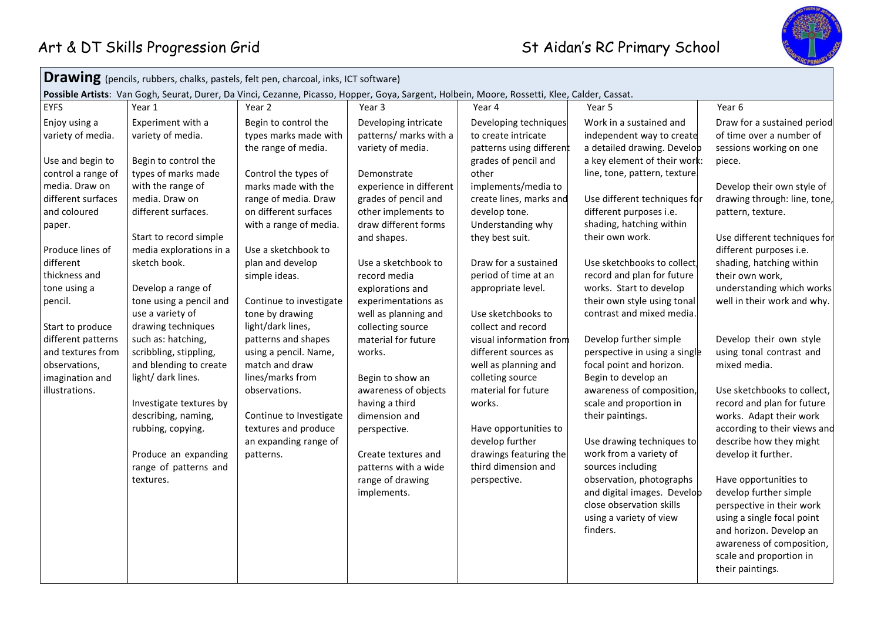# Art & DT Skills Progression Grid

St Aidan's RC Primary School

## Drawing (pencils, rubbers, chalks, pastels, felt pen, charcoal, inks, ICT software)

**Possible Artists**: Van Gogh, Seurat, Durer, Da Vinci, Cezanne, Picasso, Hopper, Goya, Sargent, Holbein, Moore, Rossetti, Klee, Calder, Cassat.

| EYFS | Year 1 | Year 2 | Year 3 | Year 4 | Year 5 | Year 6 |
|---|---|---|---|---|---|---|
| Enjoy using a variety of media.<br><br>Use and begin to control a range of media. Draw on different surfaces and coloured paper.<br><br>Produce lines of different thickness and tone using a pencil.<br><br>Start to produce different patterns and textures from observations, imagination and illustrations. | Experiment with a variety of media.<br><br>Begin to control the types of marks made with the range of media. Draw on different surfaces.<br><br>Start to record simple media explorations in a sketch book.<br><br>Develop a range of tone using a pencil and use a variety of drawing techniques such as: hatching, scribbling, stippling, and blending to create light/ dark lines.<br><br>Investigate textures by describing, naming, rubbing, copying.<br><br>Produce an expanding range of patterns and textures. | Begin to control the types marks made with the range of media.<br><br>Control the types of marks made with the range of media. Draw on different surfaces with a range of media.<br><br>Use a sketchbook to plan and develop simple ideas.<br><br>Continue to investigate tone by drawing light/dark lines, patterns and shapes using a pencil. Name, match and draw lines/marks from observations.<br><br>Continue to Investigate textures and produce an expanding range of patterns. | Developing intricate patterns/ marks with a variety of media.<br><br>Demonstrate experience in different grades of pencil and other implements to draw different forms and shapes.<br><br>Use a sketchbook to record media explorations and experimentations as well as planning and collecting source material for future works.<br><br>Begin to show an awareness of objects having a third dimension and perspective.<br><br>Create textures and patterns with a wide range of drawing implements. | Developing techniques to create intricate patterns using different grades of pencil and other implements/media to create lines, marks and develop tone. Understanding why they best suit.<br><br>Draw for a sustained period of time at an appropriate level.<br><br>Use sketchbooks to collect and record visual information from different sources as well as planning and colleting source material for future works.<br><br>Have opportunities to develop further drawings featuring the third dimension and perspective. | Work in a sustained and independent way to create a detailed drawing. Develop a key element of their work: line, tone, pattern, texture.<br><br>Use different techniques for different purposes i.e. shading, hatching within their own work.<br><br>Use sketchbooks to collect, record and plan for future works. Start to develop their own style using tonal contrast and mixed media.<br><br>Develop further simple perspective in using a single focal point and horizon. Begin to develop an awareness of composition, scale and proportion in their paintings.<br><br>Use drawing techniques to work from a variety of sources including observation, photographs and digital images. Develop close observation skills using a variety of view finders. | Draw for a sustained period of time over a number of sessions working on one piece.<br><br>Develop their own style of drawing through: line, tone, pattern, texture.<br><br>Use different techniques for different purposes i.e. shading, hatching within their own work, understanding which works well in their work and why.<br><br>Develop their own style using tonal contrast and mixed media.<br><br>Use sketchbooks to collect, record and plan for future works. Adapt their work according to their views and describe how they might develop it further.<br><br>Have opportunities to develop further simple perspective in their work using a single focal point and horizon. Develop an awareness of composition, scale and proportion in their paintings. |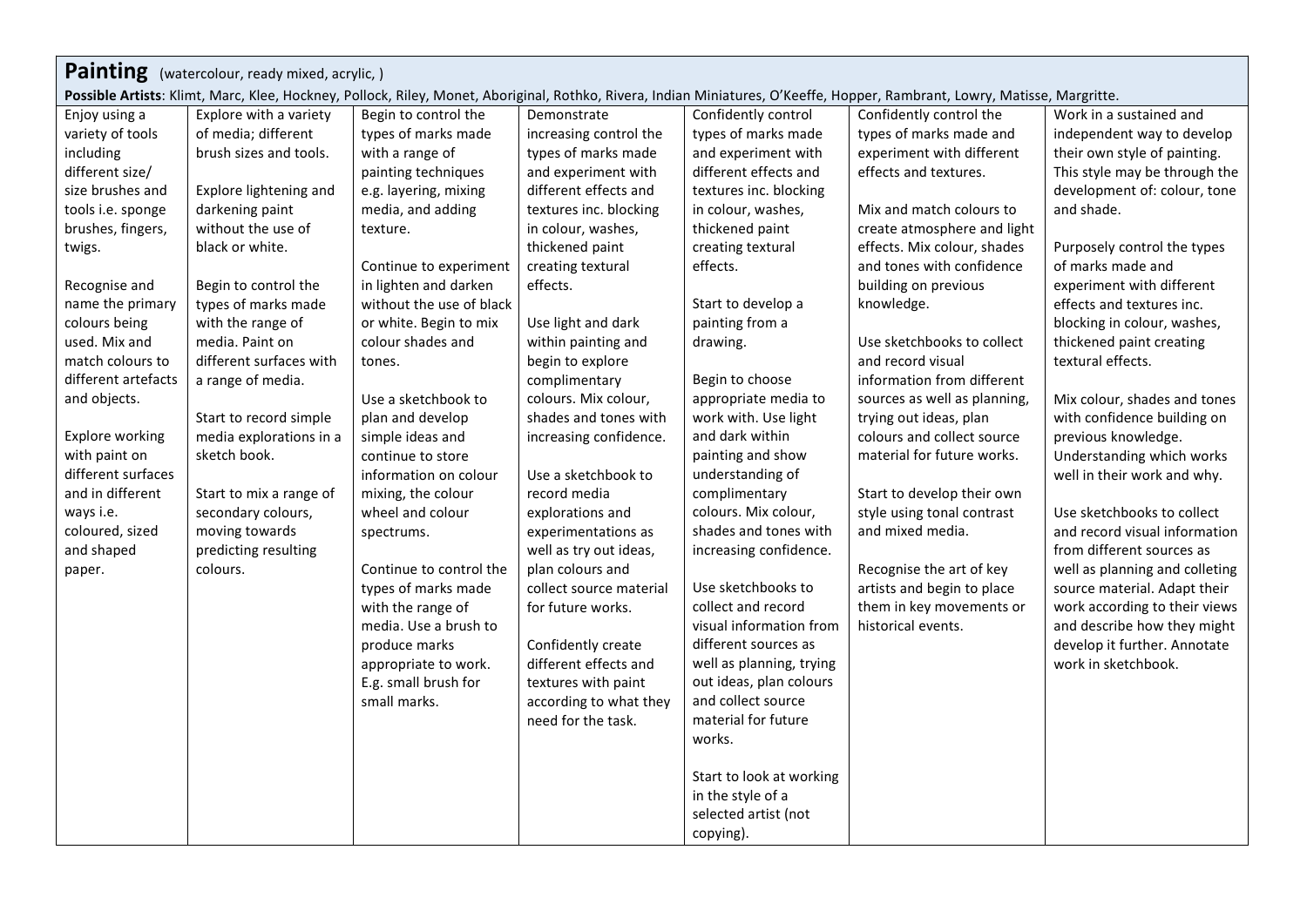## Painting (watercolour, ready mixed, acrylic, )

**Possible Artists**: Klimt, Marc, Klee, Hockney, Pollock, Riley, Monet, Aboriginal, Rothko, Rivera, Indian Miniatures, O'Keeffe, Hopper, Rambrant, Lowry, Matisse, Margritte.

| | | | | | | |
|---|---|---|---|---|---|---|
| Enjoy using a variety of tools including different size/ size brushes and tools i.e. sponge brushes, fingers, twigs.<br><br>Recognise and name the primary colours being used. Mix and match colours to different artefacts and objects.<br><br>Explore working with paint on different surfaces and in different ways i.e. coloured, sized and shaped paper. | Explore with a variety of media; different brush sizes and tools.<br><br>Explore lightening and darkening paint without the use of black or white.<br><br>Begin to control the types of marks made with the range of media. Paint on different surfaces with a range of media.<br><br>Start to record simple media explorations in a sketch book.<br><br>Start to mix a range of secondary colours, moving towards predicting resulting colours. | Begin to control the types of marks made with a range of painting techniques e.g. layering, mixing media, and adding texture.<br><br>Continue to experiment in lighten and darken without the use of black or white. Begin to mix colour shades and tones.<br><br>Use a sketchbook to plan and develop simple ideas and continue to store information on colour mixing, the colour wheel and colour spectrums.<br><br>Continue to control the types of marks made with the range of media. Use a brush to produce marks appropriate to work. E.g. small brush for small marks. | Demonstrate increasing control the types of marks made and experiment with different effects and textures inc. blocking in colour, washes, thickened paint creating textural effects.<br><br>Use light and dark within painting and begin to explore complimentary colours. Mix colour, shades and tones with increasing confidence.<br><br>Use a sketchbook to record media explorations and experimentations as well as try out ideas, plan colours and collect source material for future works.<br><br>Confidently create different effects and textures with paint according to what they need for the task. | Confidently control types of marks made and experiment with different effects and textures inc. blocking in colour, washes, thickened paint creating textural effects.<br><br>Start to develop a painting from a drawing.<br><br>Begin to choose appropriate media to work with. Use light and dark within painting and show understanding of complimentary colours. Mix colour, shades and tones with increasing confidence.<br><br>Use sketchbooks to collect and record visual information from different sources as well as planning, trying out ideas, plan colours and collect source material for future works.<br><br>Start to look at working in the style of a selected artist (not copying). | Confidently control the types of marks made and experiment with different effects and textures.<br><br>Mix and match colours to create atmosphere and light effects. Mix colour, shades and tones with confidence building on previous knowledge.<br><br>Use sketchbooks to collect and record visual information from different sources as well as planning, trying out ideas, plan colours and collect source material for future works.<br><br>Start to develop their own style using tonal contrast and mixed media.<br><br>Recognise the art of key artists and begin to place them in key movements or historical events. | Work in a sustained and independent way to develop their own style of painting. This style may be through the development of: colour, tone and shade.<br><br>Purposely control the types of marks made and experiment with different effects and textures inc. blocking in colour, washes, thickened paint creating textural effects.<br><br>Mix colour, shades and tones with confidence building on previous knowledge. Understanding which works well in their work and why.<br><br>Use sketchbooks to collect and record visual information from different sources as well as planning and colleting source material. Adapt their work according to their views and describe how they might develop it further. Annotate work in sketchbook. |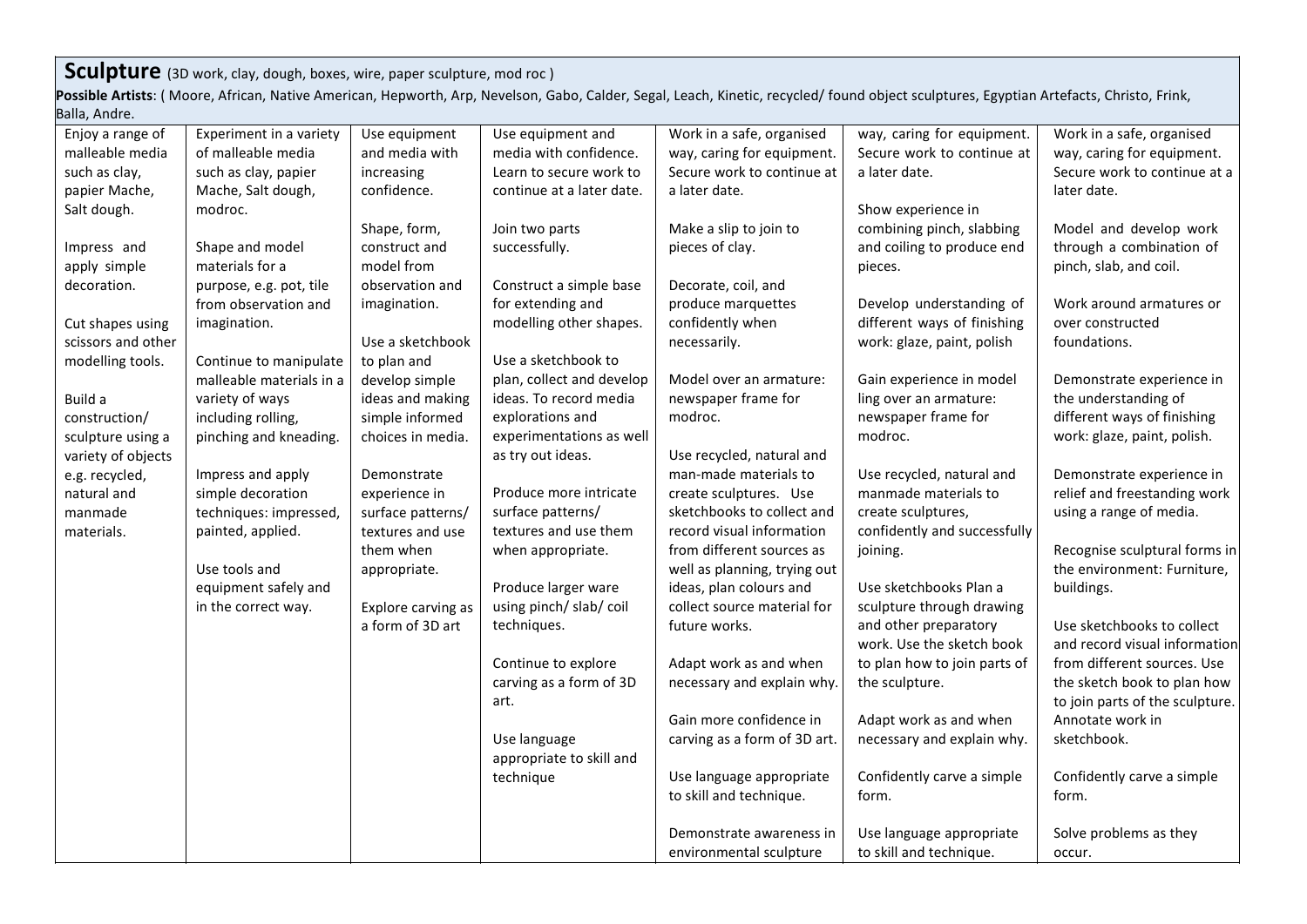## Sculpture (3D work, clay, dough, boxes, wire, paper sculpture, mod roc )

**Possible Artists**: ( Moore, African, Native American, Hepworth, Arp, Nevelson, Gabo, Calder, Segal, Leach, Kinetic, recycled/ found object sculptures, Egyptian Artefacts, Christo, Frink, Balla, Andre.

| | | | | | | |
|---|---|---|---|---|---|---|
| Enjoy a range of malleable media such as clay, papier Mache, Salt dough.<br><br>Impress and apply simple decoration.<br><br>Cut shapes using scissors and other modelling tools.<br><br>Build a construction/ sculpture using a variety of objects e.g. recycled, natural and manmade materials. | Experiment in a variety of malleable media such as clay, papier Mache, Salt dough, modroc.<br><br>Shape and model materials for a purpose, e.g. pot, tile from observation and imagination.<br><br>Continue to manipulate malleable materials in a variety of ways including rolling, pinching and kneading.<br><br>Impress and apply simple decoration techniques: impressed, painted, applied.<br><br>Use tools and equipment safely and in the correct way. | Use equipment and media with increasing confidence.<br><br>Shape, form, construct and model from observation and imagination.<br><br>Use a sketchbook to plan and develop simple ideas and making simple informed choices in media.<br><br>Demonstrate experience in surface patterns/ textures and use them when appropriate.<br><br>Explore carving as a form of 3D art | Use equipment and media with confidence. Learn to secure work to continue at a later date.<br><br>Join two parts successfully.<br><br>Construct a simple base for extending and modelling other shapes.<br><br>Use a sketchbook to plan, collect and develop ideas. To record media explorations and experimentations as well as try out ideas.<br><br>Produce more intricate surface patterns/ textures and use them when appropriate.<br><br>Produce larger ware using pinch/ slab/ coil techniques.<br><br>Continue to explore carving as a form of 3D art.<br><br>Use language appropriate to skill and technique | Work in a safe, organised way, caring for equipment. Secure work to continue at a later date.<br><br>Make a slip to join to pieces of clay.<br><br>Decorate, coil, and produce marquettes confidently when necessarily.<br><br>Model over an armature: newspaper frame for modroc.<br><br>Use recycled, natural and man-made materials to create sculptures. Use sketchbooks to collect and record visual information from different sources as well as planning, trying out ideas, plan colours and collect source material for future works.<br><br>Adapt work as and when necessary and explain why.<br><br>Gain more confidence in carving as a form of 3D art.<br><br>Use language appropriate to skill and technique.<br><br>Demonstrate awareness in environmental sculpture | way, caring for equipment. Secure work to continue at a later date.<br><br>Show experience in combining pinch, slabbing and coiling to produce end pieces.<br><br>Develop understanding of different ways of finishing work: glaze, paint, polish<br><br>Gain experience in model ling over an armature: newspaper frame for modroc.<br><br>Use recycled, natural and manmade materials to create sculptures, confidently and successfully joining.<br><br>Use sketchbooks Plan a sculpture through drawing and other preparatory work. Use the sketch book to plan how to join parts of the sculpture.<br><br>Adapt work as and when necessary and explain why.<br><br>Confidently carve a simple form.<br><br>Use language appropriate to skill and technique. | Work in a safe, organised way, caring for equipment. Secure work to continue at a later date.<br><br>Model and develop work through a combination of pinch, slab, and coil.<br><br>Work around armatures or over constructed foundations.<br><br>Demonstrate experience in the understanding of different ways of finishing work: glaze, paint, polish.<br><br>Demonstrate experience in relief and freestanding work using a range of media.<br><br>Recognise sculptural forms in the environment: Furniture, buildings.<br><br>Use sketchbooks to collect and record visual information from different sources. Use the sketch book to plan how to join parts of the sculpture. Annotate work in sketchbook.<br><br>Confidently carve a simple form.<br><br>Solve problems as they occur. |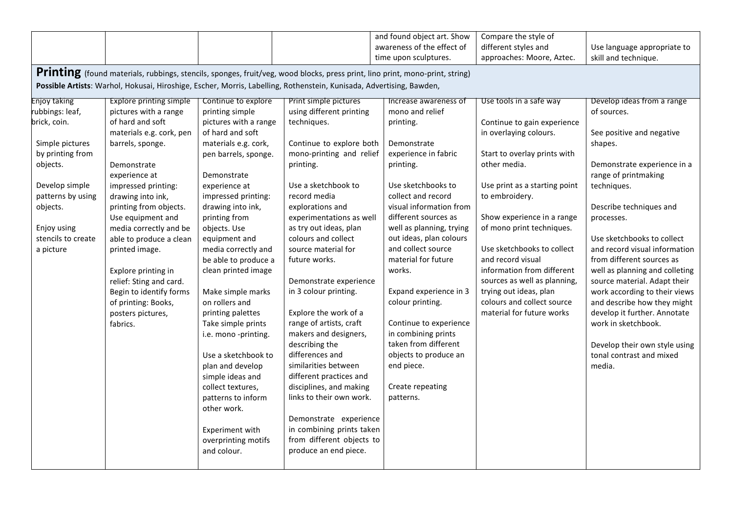| | | | | and found object art. Show awareness of the effect of time upon sculptures. | Compare the style of different styles and approaches: Moore, Aztec. | Use language appropriate to skill and technique. |
|---|---|---|---|---|---|---|

**Printing** (found materials, rubbings, stencils, sponges, fruit/veg, wood blocks, press print, lino print, mono-print, string)

**Possible Artists**: Warhol, Hokusai, Hiroshige, Escher, Morris, Labelling, Rothenstein, Kunisada, Advertising, Bawden,

| | | | | | | |
|---|---|---|---|---|---|---|
| Enjoy taking rubbings: leaf, brick, coin.<br><br>Simple pictures by printing from objects.<br><br>Develop simple patterns by using objects.<br><br>Enjoy using stencils to create a picture | Explore printing simple pictures with a range of hard and soft materials e.g. cork, pen barrels, sponge.<br><br>Demonstrate experience at impressed printing: drawing into ink, printing from objects. Use equipment and media correctly and be able to produce a clean printed image.<br><br>Explore printing in relief: Sting and card. Begin to identify forms of printing: Books, posters pictures, fabrics. | Continue to explore printing simple pictures with a range of hard and soft materials e.g. cork, pen barrels, sponge.<br><br>Demonstrate experience at impressed printing: drawing into ink, printing from objects. Use equipment and media correctly and be able to produce a clean printed image<br><br>Make simple marks on rollers and printing palettes Take simple prints i.e. mono -printing.<br><br>Use a sketchbook to plan and develop simple ideas and collect textures, patterns to inform other work.<br><br>Experiment with overprinting motifs and colour. | Print simple pictures using different printing techniques.<br><br>Continue to explore both mono-printing and relief printing.<br><br>Use a sketchbook to record media explorations and experimentations as well as try out ideas, plan colours and collect source material for future works.<br><br>Demonstrate experience in 3 colour printing.<br><br>Explore the work of a range of artists, craft makers and designers, describing the differences and similarities between different practices and disciplines, and making links to their own work.<br><br>Demonstrate experience in combining prints taken from different objects to produce an end piece. | Increase awareness of mono and relief printing.<br><br>Demonstrate experience in fabric printing.<br><br>Use sketchbooks to collect and record visual information from different sources as well as planning, trying out ideas, plan colours and collect source material for future works.<br><br>Expand experience in 3 colour printing.<br><br>Continue to experience in combining prints taken from different objects to produce an end piece.<br><br>Create repeating patterns. | Use tools in a safe way<br><br>Continue to gain experience in overlaying colours.<br><br>Start to overlay prints with other media.<br><br>Use print as a starting point to embroidery.<br><br>Show experience in a range of mono print techniques.<br><br>Use sketchbooks to collect and record visual information from different sources as well as planning, trying out ideas, plan colours and collect source material for future works | Develop ideas from a range of sources.<br><br>See positive and negative shapes.<br><br>Demonstrate experience in a range of printmaking techniques.<br><br>Describe techniques and processes.<br><br>Use sketchbooks to collect and record visual information from different sources as well as planning and colleting source material. Adapt their work according to their views and describe how they might develop it further. Annotate work in sketchbook.<br><br>Develop their own style using tonal contrast and mixed media. |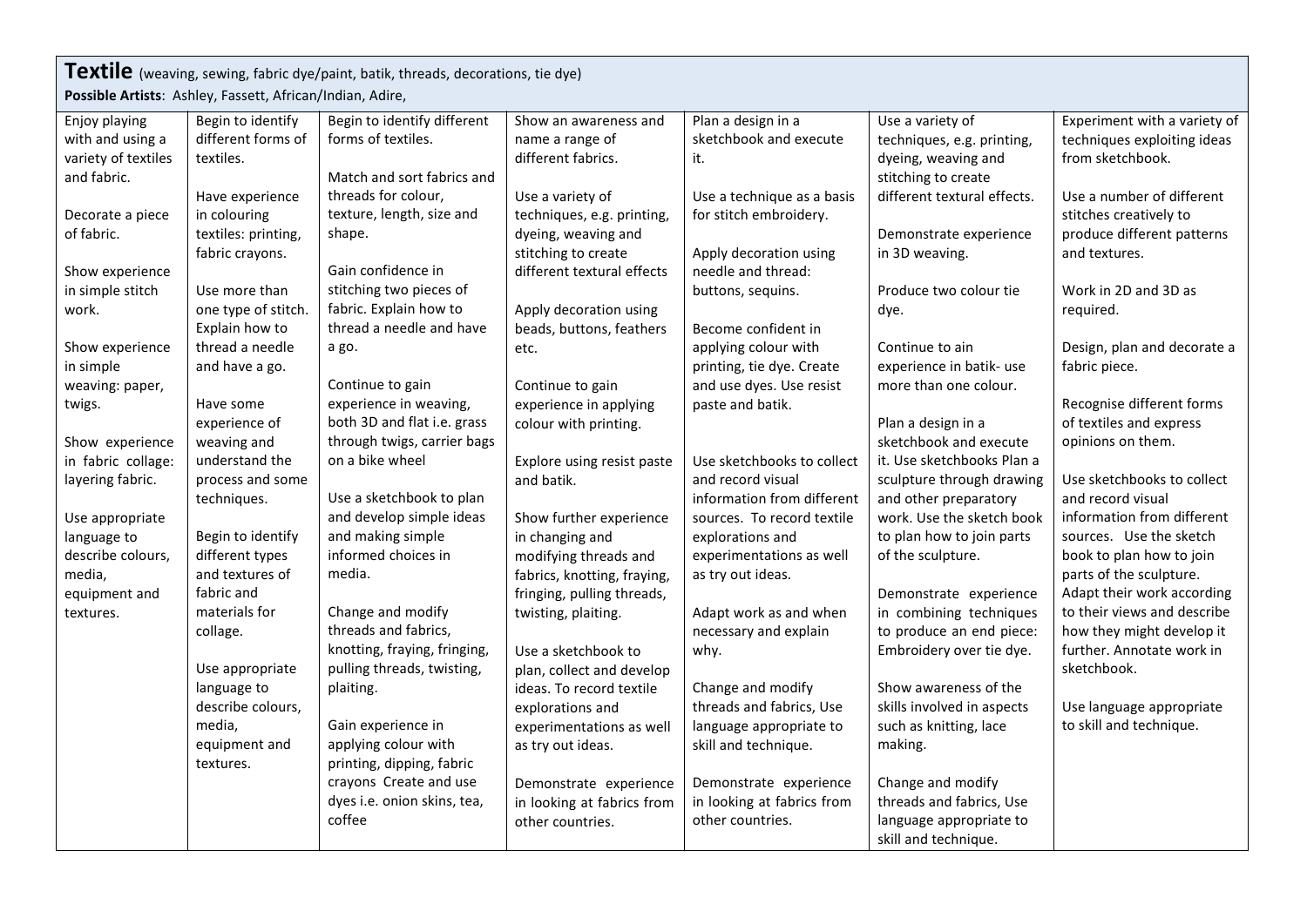**Textile** (weaving, sewing, fabric dye/paint, batik, threads, decorations, tie dye)

**Possible Artists**: Ashley, Fassett, African/Indian, Adire,

| | | | | | | |
|---|---|---|---|---|---|---|
| Enjoy playing with and using a variety of textiles and fabric.<br><br>Decorate a piece of fabric.<br><br>Show experience in simple stitch work.<br><br>Show experience in simple weaving: paper, twigs.<br><br>Show experience in fabric collage: layering fabric.<br><br>Use appropriate language to describe colours, media, equipment and textures. | Begin to identify different forms of textiles.<br><br>Have experience in colouring textiles: printing, fabric crayons.<br><br>Use more than one type of stitch. Explain how to thread a needle and have a go.<br><br>Have some experience of weaving and understand the process and some techniques.<br><br>Begin to identify different types and textures of fabric and materials for collage.<br><br>Use appropriate language to describe colours, media, equipment and textures. | Begin to identify different forms of textiles.<br><br>Match and sort fabrics and threads for colour, texture, length, size and shape.<br><br>Gain confidence in stitching two pieces of fabric. Explain how to thread a needle and have a go.<br><br>Continue to gain experience in weaving, both 3D and flat i.e. grass through twigs, carrier bags on a bike wheel<br><br>Use a sketchbook to plan and develop simple ideas and making simple informed choices in media.<br><br>Change and modify threads and fabrics, knotting, fraying, fringing, pulling threads, twisting, plaiting.<br><br>Gain experience in applying colour with printing, dipping, fabric crayons Create and use dyes i.e. onion skins, tea, coffee | Show an awareness and name a range of different fabrics.<br><br>Use a variety of techniques, e.g. printing, dyeing, weaving and stitching to create different textural effects<br><br>Apply decoration using beads, buttons, feathers etc.<br><br>Continue to gain experience in applying colour with printing.<br><br>Explore using resist paste and batik.<br><br>Show further experience in changing and modifying threads and fabrics, knotting, fraying, fringing, pulling threads, twisting, plaiting.<br><br>Use a sketchbook to plan, collect and develop ideas. To record textile explorations and experimentations as well as try out ideas.<br><br>Demonstrate experience in looking at fabrics from other countries. | Plan a design in a sketchbook and execute it.<br><br>Use a technique as a basis for stitch embroidery.<br><br>Apply decoration using needle and thread: buttons, sequins.<br><br>Become confident in applying colour with printing, tie dye. Create and use dyes. Use resist paste and batik.<br><br>Use sketchbooks to collect and record visual information from different sources. To record textile explorations and experimentations as well as try out ideas.<br><br>Adapt work as and when necessary and explain why.<br><br>Change and modify threads and fabrics, Use language appropriate to skill and technique.<br><br>Demonstrate experience in looking at fabrics from other countries. | Use a variety of techniques, e.g. printing, dyeing, weaving and stitching to create different textural effects.<br><br>Demonstrate experience in 3D weaving.<br><br>Produce two colour tie dye.<br><br>Continue to ain experience in batik- use more than one colour.<br><br>Plan a design in a sketchbook and execute it. Use sketchbooks Plan a sculpture through drawing and other preparatory work. Use the sketch book to plan how to join parts of the sculpture.<br><br>Demonstrate experience in combining techniques to produce an end piece: Embroidery over tie dye.<br><br>Show awareness of the skills involved in aspects such as knitting, lace making.<br><br>Change and modify threads and fabrics, Use language appropriate to skill and technique. | Experiment with a variety of techniques exploiting ideas from sketchbook.<br><br>Use a number of different stitches creatively to produce different patterns and textures.<br><br>Work in 2D and 3D as required.<br><br>Design, plan and decorate a fabric piece.<br><br>Recognise different forms of textiles and express opinions on them.<br><br>Use sketchbooks to collect and record visual information from different sources. Use the sketch book to plan how to join parts of the sculpture. Adapt their work according to their views and describe how they might develop it further. Annotate work in sketchbook.<br><br>Use language appropriate to skill and technique. |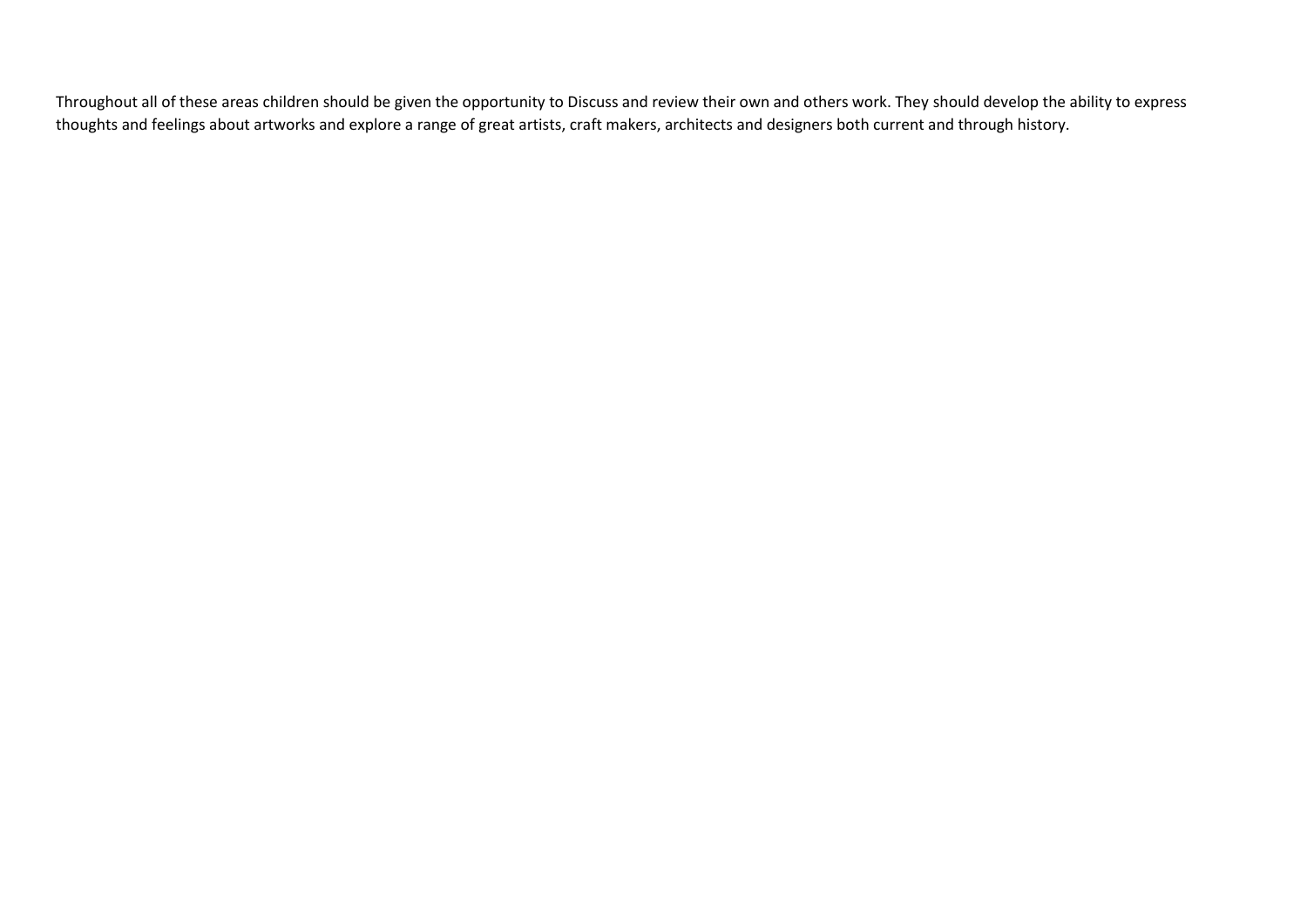Throughout all of these areas children should be given the opportunity to Discuss and review their own and others work. They should develop the ability to express thoughts and feelings about artworks and explore a range of great artists, craft makers, architects and designers both current and through history.